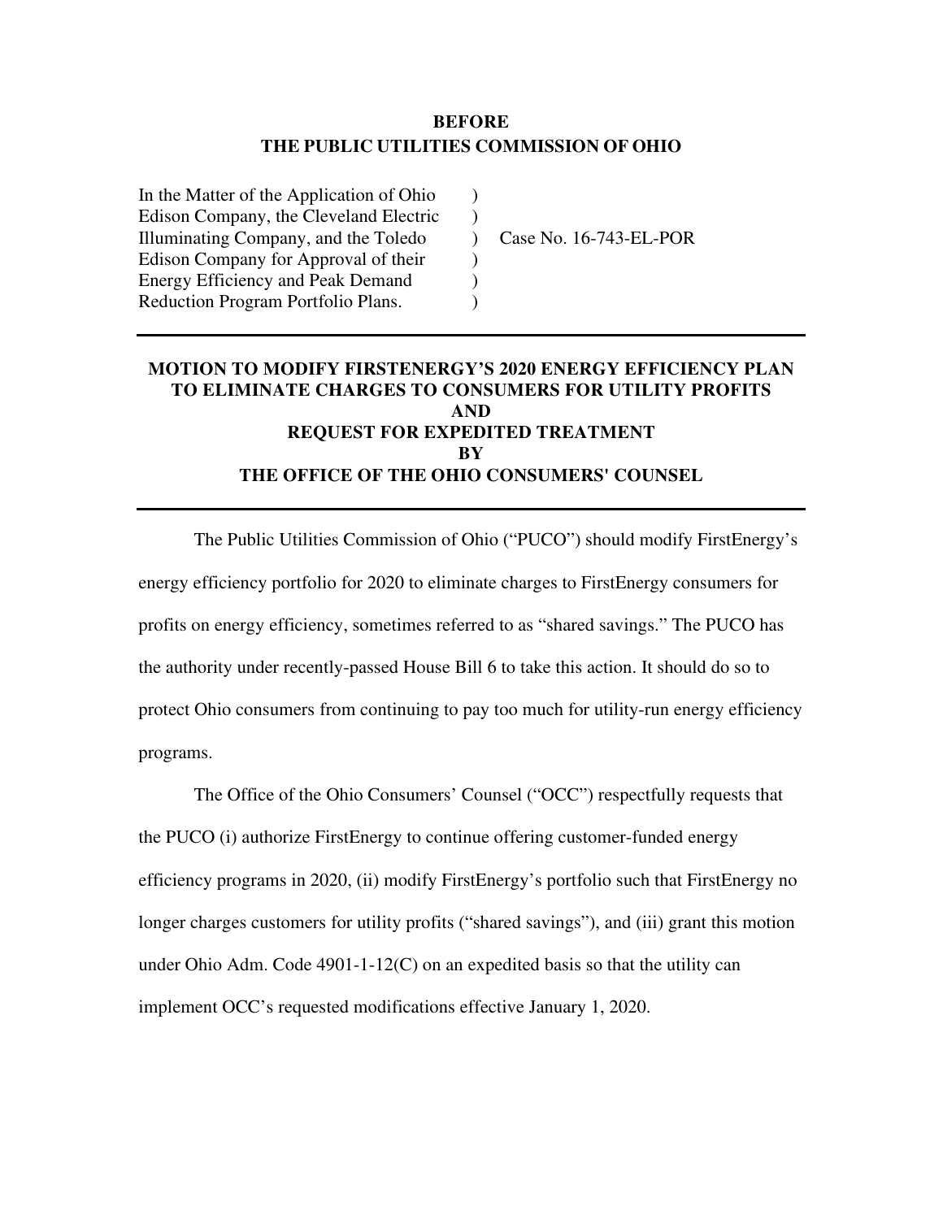**BEFORE**
**THE PUBLIC UTILITIES COMMISSION OF OHIO**

| | | |
|---|---|---|
| In the Matter of the Application of Ohio Edison Company, the Cleveland Electric Illuminating Company, and the Toledo Edison Company for Approval of their Energy Efficiency and Peak Demand Reduction Program Portfolio Plans. | ) ) ) ) ) ) | Case No. 16-743-EL-POR |

---

**MOTION TO MODIFY FIRSTENERGY'S 2020 ENERGY EFFICIENCY PLAN TO ELIMINATE CHARGES TO CONSUMERS FOR UTILITY PROFITS**
**AND**
**REQUEST FOR EXPEDITED TREATMENT**
**BY**
**THE OFFICE OF THE OHIO CONSUMERS' COUNSEL**

---

The Public Utilities Commission of Ohio ("PUCO") should modify FirstEnergy's energy efficiency portfolio for 2020 to eliminate charges to FirstEnergy consumers for profits on energy efficiency, sometimes referred to as "shared savings." The PUCO has the authority under recently-passed House Bill 6 to take this action. It should do so to protect Ohio consumers from continuing to pay too much for utility-run energy efficiency programs.

The Office of the Ohio Consumers' Counsel ("OCC") respectfully requests that the PUCO (i) authorize FirstEnergy to continue offering customer-funded energy efficiency programs in 2020, (ii) modify FirstEnergy's portfolio such that FirstEnergy no longer charges customers for utility profits ("shared savings"), and (iii) grant this motion under Ohio Adm. Code 4901-1-12(C) on an expedited basis so that the utility can implement OCC's requested modifications effective January 1, 2020.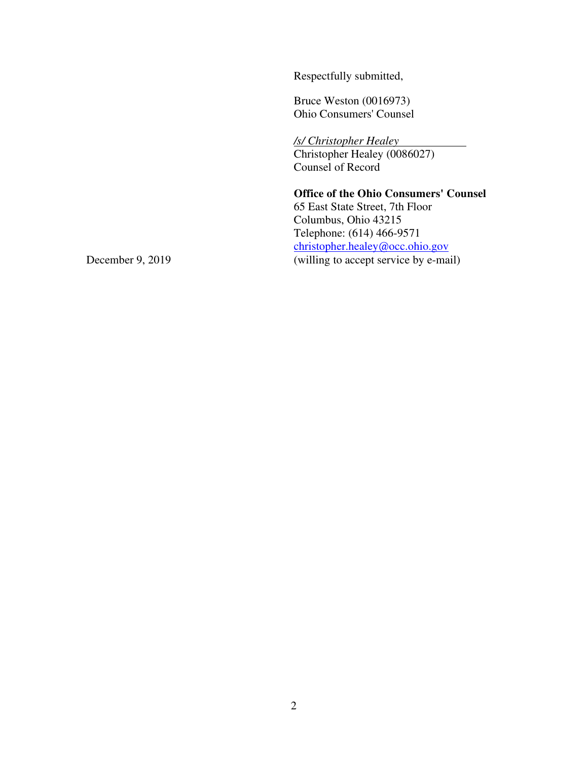Respectfully submitted,

Bruce Weston (0016973)
Ohio Consumers' Counsel

*/s/ Christopher Healey*
Christopher Healey (0086027)
Counsel of Record

**Office of the Ohio Consumers' Counsel**
65 East State Street, 7th Floor
Columbus, Ohio 43215
Telephone: (614) 466-9571
christopher.healey@occ.ohio.gov
(willing to accept service by e-mail)

December 9, 2019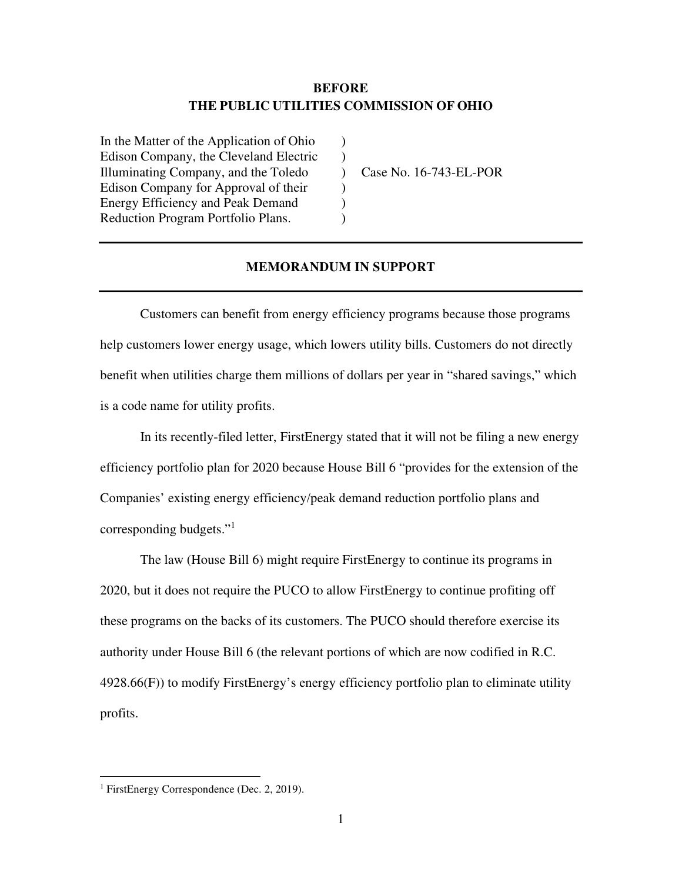**BEFORE**
**THE PUBLIC UTILITIES COMMISSION OF OHIO**

| | | |
|---|---|---|
| In the Matter of the Application of Ohio Edison Company, the Cleveland Electric Illuminating Company, and the Toledo Edison Company for Approval of their Energy Efficiency and Peak Demand Reduction Program Portfolio Plans. | ) ) ) ) ) ) | Case No. 16-743-EL-POR |

---

## MEMORANDUM IN SUPPORT

---

Customers can benefit from energy efficiency programs because those programs help customers lower energy usage, which lowers utility bills. Customers do not directly benefit when utilities charge them millions of dollars per year in "shared savings," which is a code name for utility profits.

In its recently-filed letter, FirstEnergy stated that it will not be filing a new energy efficiency portfolio plan for 2020 because House Bill 6 "provides for the extension of the Companies' existing energy efficiency/peak demand reduction portfolio plans and corresponding budgets."[1]

The law (House Bill 6) might require FirstEnergy to continue its programs in 2020, but it does not require the PUCO to allow FirstEnergy to continue profiting off these programs on the backs of its customers. The PUCO should therefore exercise its authority under House Bill 6 (the relevant portions of which are now codified in R.C. 4928.66(F)) to modify FirstEnergy's energy efficiency portfolio plan to eliminate utility profits.

---

[1] FirstEnergy Correspondence (Dec. 2, 2019).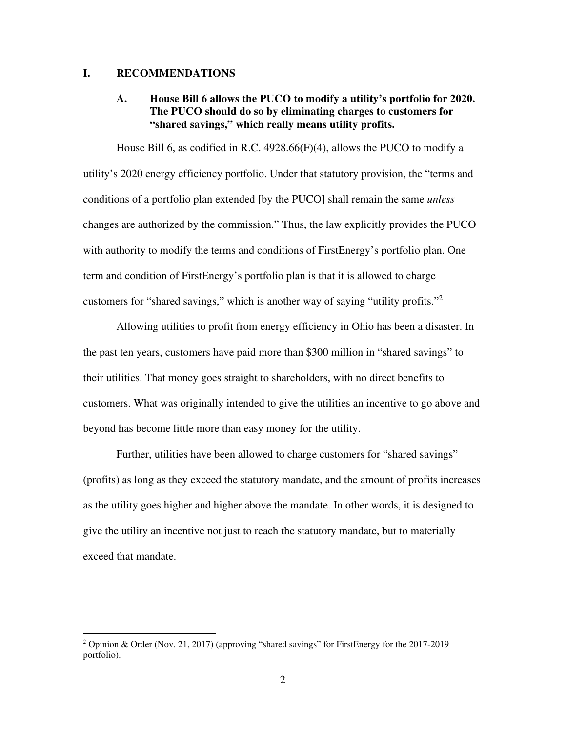## I. RECOMMENDATIONS

### A. House Bill 6 allows the PUCO to modify a utility's portfolio for 2020. The PUCO should do so by eliminating charges to customers for "shared savings," which really means utility profits.

House Bill 6, as codified in R.C. 4928.66(F)(4), allows the PUCO to modify a utility's 2020 energy efficiency portfolio. Under that statutory provision, the "terms and conditions of a portfolio plan extended [by the PUCO] shall remain the same *unless* changes are authorized by the commission." Thus, the law explicitly provides the PUCO with authority to modify the terms and conditions of FirstEnergy's portfolio plan. One term and condition of FirstEnergy's portfolio plan is that it is allowed to charge customers for "shared savings," which is another way of saying "utility profits."[2]

Allowing utilities to profit from energy efficiency in Ohio has been a disaster. In the past ten years, customers have paid more than $300 million in "shared savings" to their utilities. That money goes straight to shareholders, with no direct benefits to customers. What was originally intended to give the utilities an incentive to go above and beyond has become little more than easy money for the utility.

Further, utilities have been allowed to charge customers for "shared savings" (profits) as long as they exceed the statutory mandate, and the amount of profits increases as the utility goes higher and higher above the mandate. In other words, it is designed to give the utility an incentive not just to reach the statutory mandate, but to materially exceed that mandate.

---

[2] Opinion & Order (Nov. 21, 2017) (approving "shared savings" for FirstEnergy for the 2017-2019 portfolio).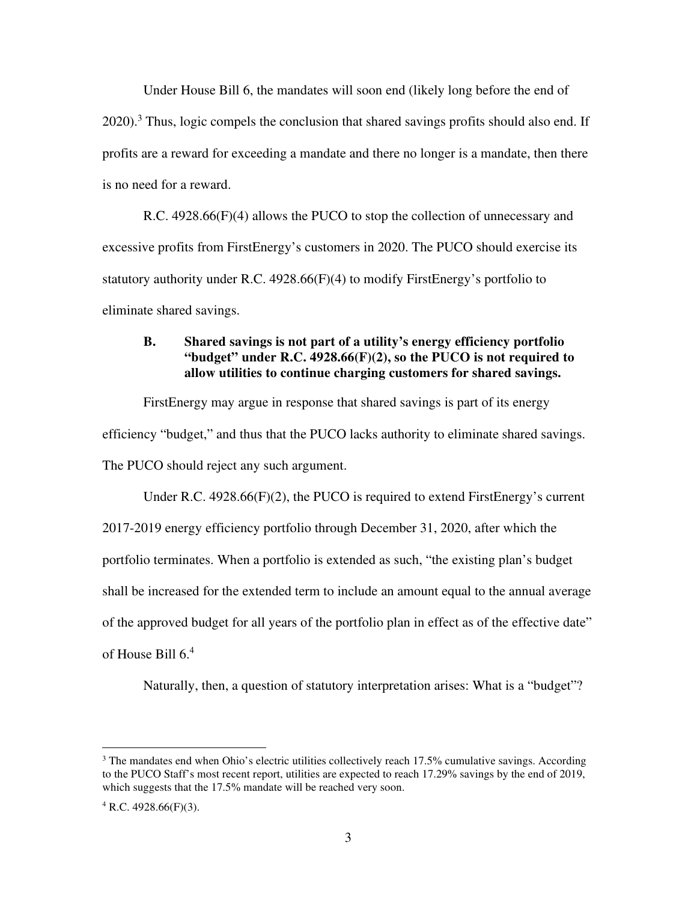Under House Bill 6, the mandates will soon end (likely long before the end of 2020).[3] Thus, logic compels the conclusion that shared savings profits should also end. If profits are a reward for exceeding a mandate and there no longer is a mandate, then there is no need for a reward.

R.C. 4928.66(F)(4) allows the PUCO to stop the collection of unnecessary and excessive profits from FirstEnergy's customers in 2020. The PUCO should exercise its statutory authority under R.C. 4928.66(F)(4) to modify FirstEnergy's portfolio to eliminate shared savings.

### B. Shared savings is not part of a utility's energy efficiency portfolio "budget" under R.C. 4928.66(F)(2), so the PUCO is not required to allow utilities to continue charging customers for shared savings.

FirstEnergy may argue in response that shared savings is part of its energy efficiency "budget," and thus that the PUCO lacks authority to eliminate shared savings. The PUCO should reject any such argument.

Under R.C. 4928.66(F)(2), the PUCO is required to extend FirstEnergy's current 2017-2019 energy efficiency portfolio through December 31, 2020, after which the portfolio terminates. When a portfolio is extended as such, "the existing plan's budget shall be increased for the extended term to include an amount equal to the annual average of the approved budget for all years of the portfolio plan in effect as of the effective date" of House Bill 6.[4]

Naturally, then, a question of statutory interpretation arises: What is a "budget"?

---

[3] The mandates end when Ohio's electric utilities collectively reach 17.5% cumulative savings. According to the PUCO Staff's most recent report, utilities are expected to reach 17.29% savings by the end of 2019, which suggests that the 17.5% mandate will be reached very soon.

[4] R.C. 4928.66(F)(3).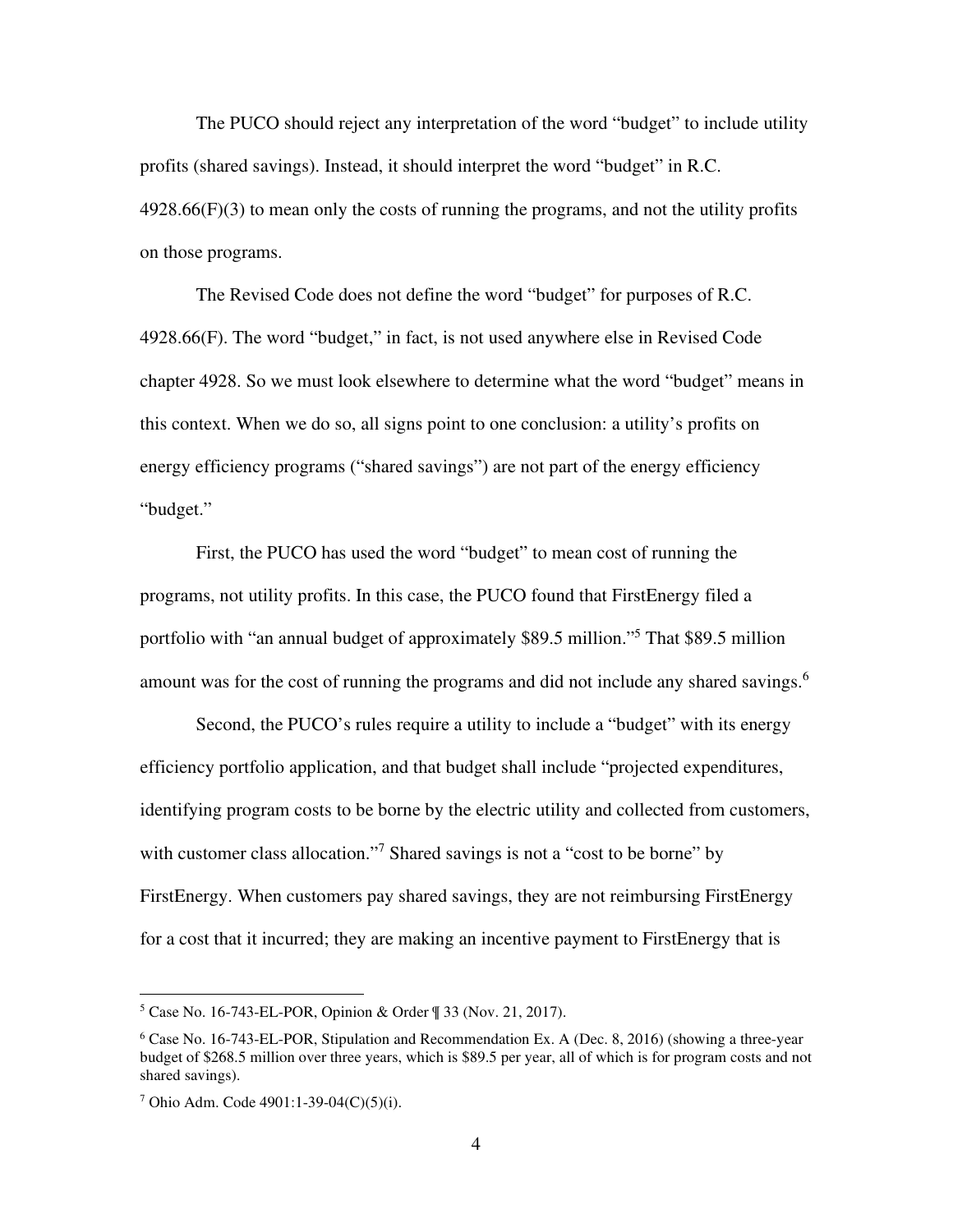The PUCO should reject any interpretation of the word "budget" to include utility profits (shared savings). Instead, it should interpret the word "budget" in R.C. 4928.66(F)(3) to mean only the costs of running the programs, and not the utility profits on those programs.

The Revised Code does not define the word "budget" for purposes of R.C. 4928.66(F). The word "budget," in fact, is not used anywhere else in Revised Code chapter 4928. So we must look elsewhere to determine what the word "budget" means in this context. When we do so, all signs point to one conclusion: a utility's profits on energy efficiency programs ("shared savings") are not part of the energy efficiency "budget."

First, the PUCO has used the word "budget" to mean cost of running the programs, not utility profits. In this case, the PUCO found that FirstEnergy filed a portfolio with "an annual budget of approximately $89.5 million."[5] That $89.5 million amount was for the cost of running the programs and did not include any shared savings.[6]

Second, the PUCO's rules require a utility to include a "budget" with its energy efficiency portfolio application, and that budget shall include "projected expenditures, identifying program costs to be borne by the electric utility and collected from customers, with customer class allocation."[7] Shared savings is not a "cost to be borne" by FirstEnergy. When customers pay shared savings, they are not reimbursing FirstEnergy for a cost that it incurred; they are making an incentive payment to FirstEnergy that is

---

[5] Case No. 16-743-EL-POR, Opinion & Order ¶ 33 (Nov. 21, 2017).

[6] Case No. 16-743-EL-POR, Stipulation and Recommendation Ex. A (Dec. 8, 2016) (showing a three-year budget of $268.5 million over three years, which is $89.5 per year, all of which is for program costs and not shared savings).

[7] Ohio Adm. Code 4901:1-39-04(C)(5)(i).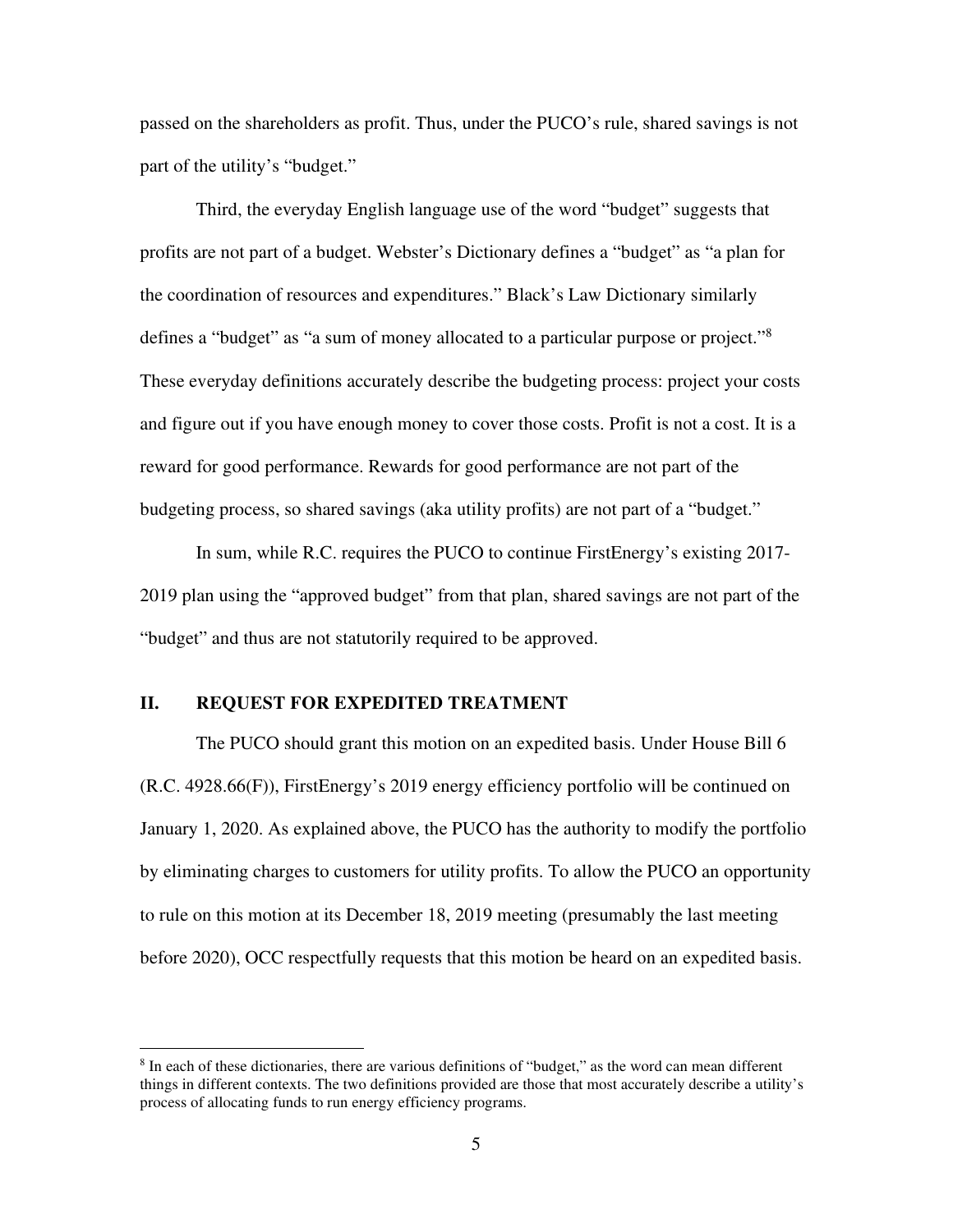passed on the shareholders as profit. Thus, under the PUCO's rule, shared savings is not part of the utility's "budget."

Third, the everyday English language use of the word "budget" suggests that profits are not part of a budget. Webster's Dictionary defines a "budget" as "a plan for the coordination of resources and expenditures." Black's Law Dictionary similarly defines a "budget" as "a sum of money allocated to a particular purpose or project."[8] These everyday definitions accurately describe the budgeting process: project your costs and figure out if you have enough money to cover those costs. Profit is not a cost. It is a reward for good performance. Rewards for good performance are not part of the budgeting process, so shared savings (aka utility profits) are not part of a "budget."

In sum, while R.C. requires the PUCO to continue FirstEnergy's existing 2017-2019 plan using the "approved budget" from that plan, shared savings are not part of the "budget" and thus are not statutorily required to be approved.

## II. REQUEST FOR EXPEDITED TREATMENT

The PUCO should grant this motion on an expedited basis. Under House Bill 6 (R.C. 4928.66(F)), FirstEnergy's 2019 energy efficiency portfolio will be continued on January 1, 2020. As explained above, the PUCO has the authority to modify the portfolio by eliminating charges to customers for utility profits. To allow the PUCO an opportunity to rule on this motion at its December 18, 2019 meeting (presumably the last meeting before 2020), OCC respectfully requests that this motion be heard on an expedited basis.

---

[8] In each of these dictionaries, there are various definitions of "budget," as the word can mean different things in different contexts. The two definitions provided are those that most accurately describe a utility's process of allocating funds to run energy efficiency programs.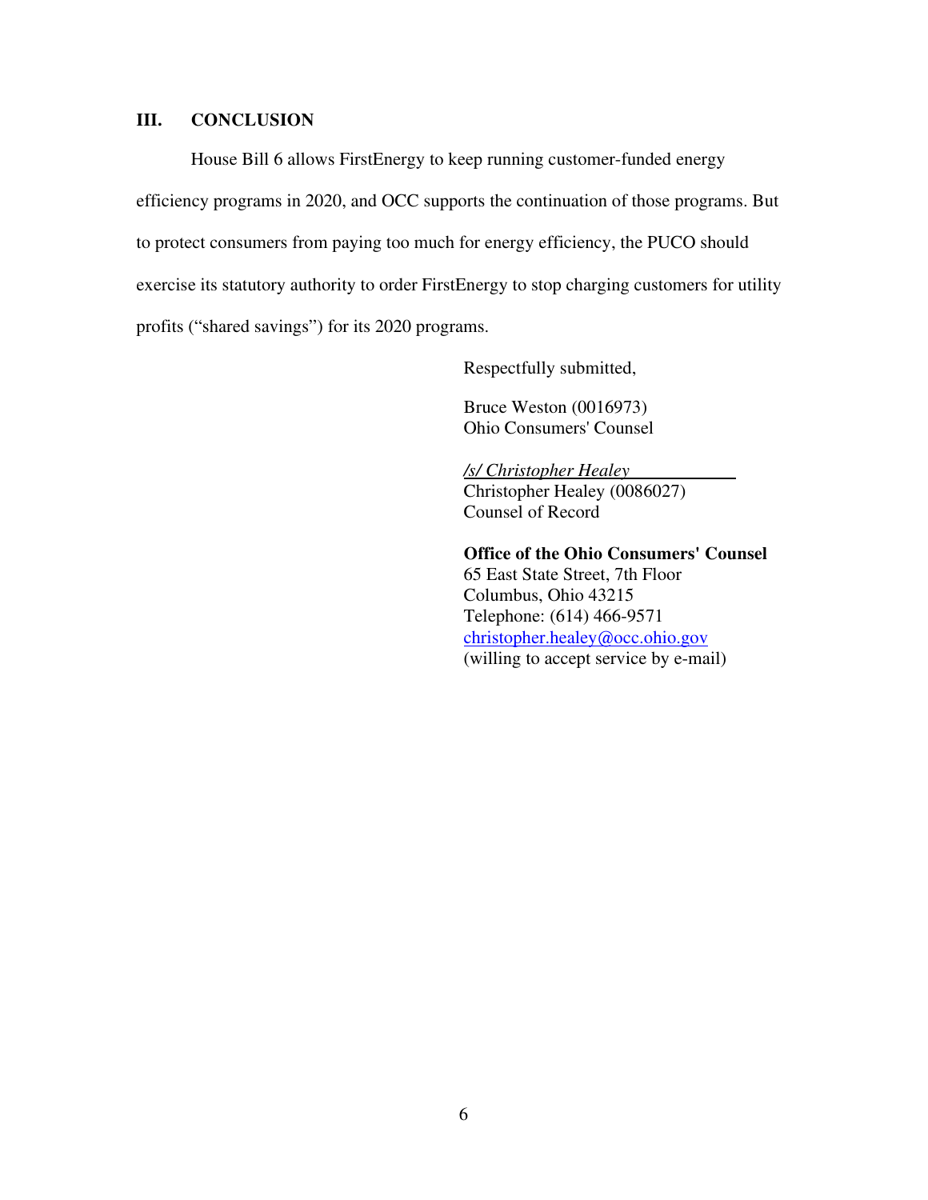## III. CONCLUSION

House Bill 6 allows FirstEnergy to keep running customer-funded energy efficiency programs in 2020, and OCC supports the continuation of those programs. But to protect consumers from paying too much for energy efficiency, the PUCO should exercise its statutory authority to order FirstEnergy to stop charging customers for utility profits ("shared savings") for its 2020 programs.

Respectfully submitted,

Bruce Weston (0016973)
Ohio Consumers' Counsel

*/s/ Christopher Healey*
Christopher Healey (0086027)
Counsel of Record

**Office of the Ohio Consumers' Counsel**
65 East State Street, 7th Floor
Columbus, Ohio 43215
Telephone: (614) 466-9571
christopher.healey@occ.ohio.gov
(willing to accept service by e-mail)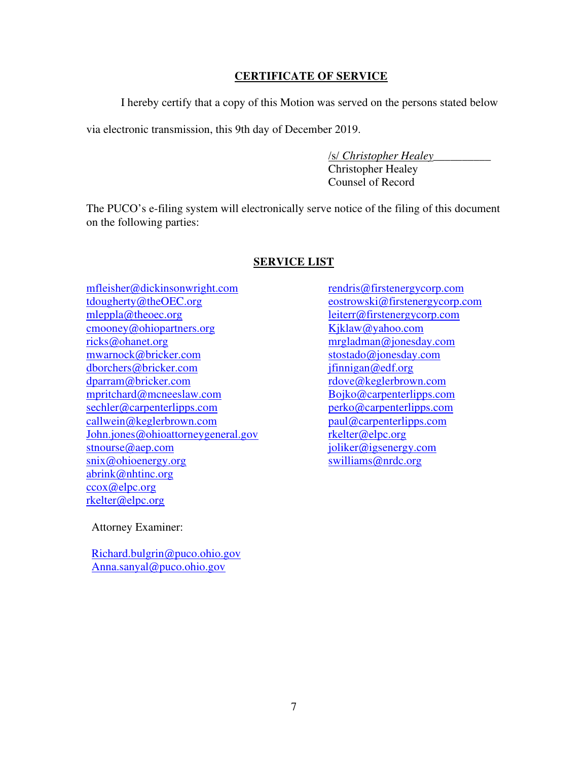## CERTIFICATE OF SERVICE

I hereby certify that a copy of this Motion was served on the persons stated below via electronic transmission, this 9th day of December 2019.

/s/ *Christopher Healey*\_\_\_\_\_\_\_\_\_\_
Christopher Healey
Counsel of Record

The PUCO's e-filing system will electronically serve notice of the filing of this document on the following parties:

## SERVICE LIST

mfleisher@dickinsonwright.com
tdougherty@theOEC.org
mleppla@theoec.org
cmooney@ohiopartners.org
ricks@ohanet.org
mwarnock@bricker.com
dborchers@bricker.com
dparram@bricker.com
mpritchard@mcneeslaw.com
sechler@carpenterlipps.com
callwein@keglerbrown.com
John.jones@ohioattorneygeneral.gov
stnourse@aep.com
snix@ohioenergy.org
abrink@nhtinc.org
ccox@elpc.org
rkelter@elpc.org

Attorney Examiner:

Richard.bulgrin@puco.ohio.gov
Anna.sanyal@puco.ohio.gov

rendris@firstenergycorp.com
eostrowski@firstenergycorp.com
leiterr@firstenergycorp.com
Kjklaw@yahoo.com
mrgladman@jonesday.com
stostado@jonesday.com
jfinnigan@edf.org
rdove@keglerbrown.com
Bojko@carpenterlipps.com
perko@carpenterlipps.com
paul@carpenterlipps.com
rkelter@elpc.org
joliker@igsenergy.com
swilliams@nrdc.org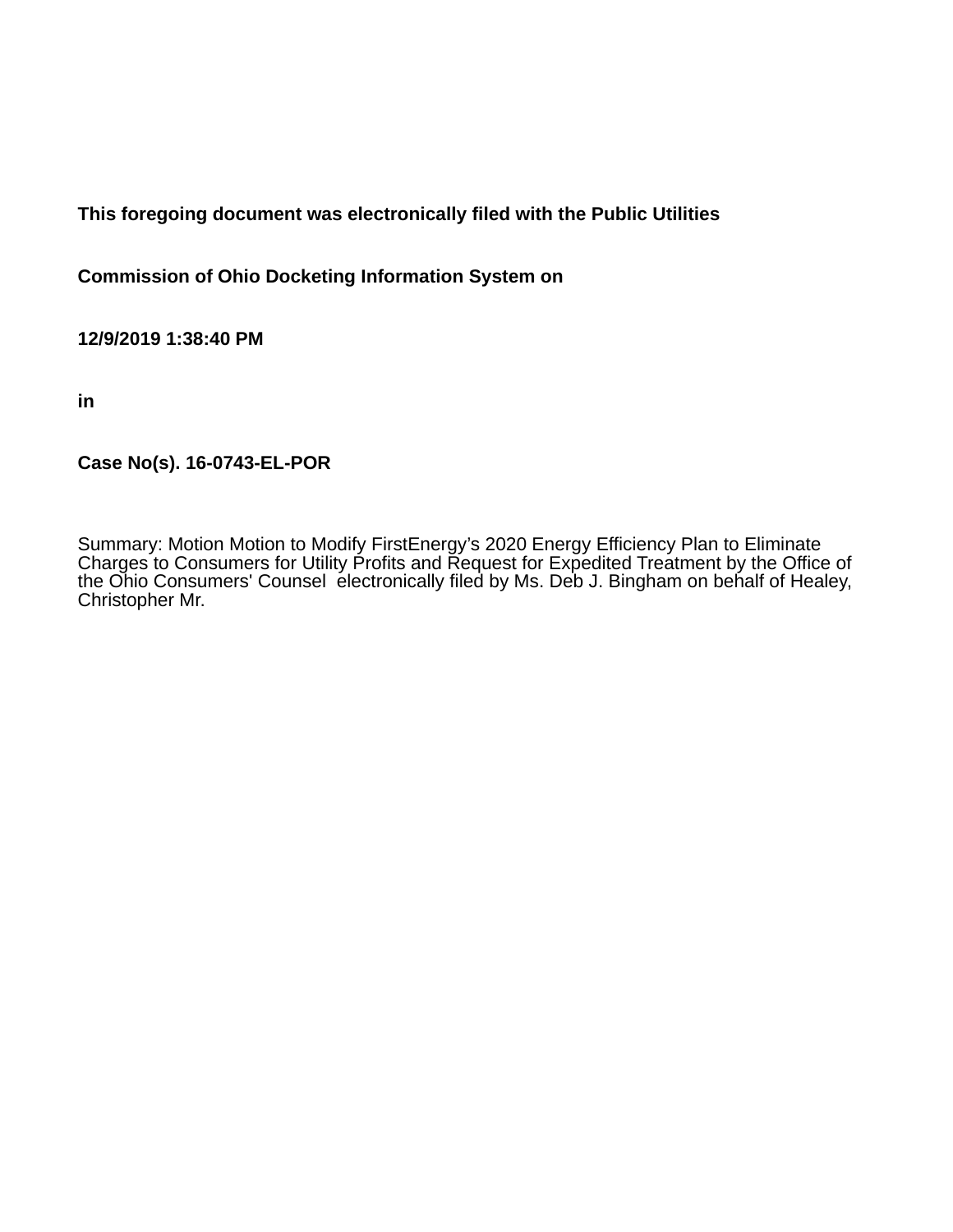**This foregoing document was electronically filed with the Public Utilities**

**Commission of Ohio Docketing Information System on**

**12/9/2019 1:38:40 PM**

**in**

**Case No(s). 16-0743-EL-POR**

Summary: Motion Motion to Modify FirstEnergy’s 2020 Energy Efficiency Plan to Eliminate Charges to Consumers for Utility Profits and Request for Expedited Treatment by the Office of the Ohio Consumers' Counsel electronically filed by Ms. Deb J. Bingham on behalf of Healey, Christopher Mr.